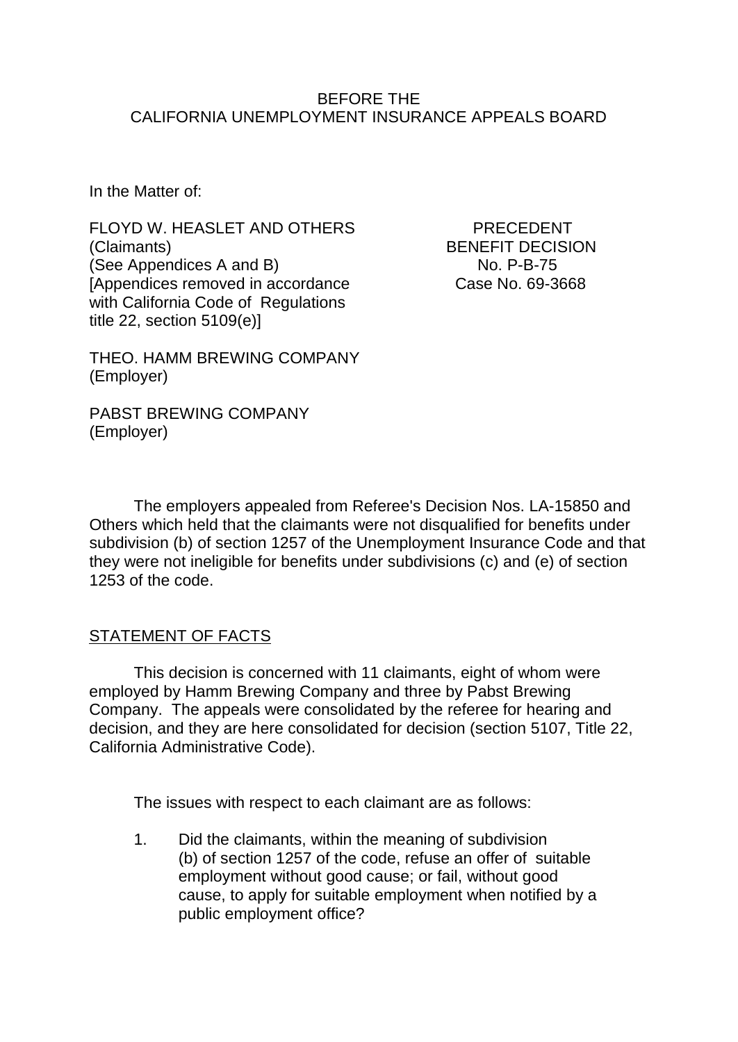BEFORE THE
CALIFORNIA UNEMPLOYMENT INSURANCE APPEALS BOARD

In the Matter of:

FLOYD W. HEASLET AND OTHERS
(Claimants)
(See Appendices A and B)
[Appendices removed in accordance with California Code of Regulations title 22, section 5109(e)]

PRECEDENT
BENEFIT DECISION
No. P-B-75
Case No. 69-3668

THEO. HAMM BREWING COMPANY
(Employer)

PABST BREWING COMPANY
(Employer)

The employers appealed from Referee's Decision Nos. LA-15850 and Others which held that the claimants were not disqualified for benefits under subdivision (b) of section 1257 of the Unemployment Insurance Code and that they were not ineligible for benefits under subdivisions (c) and (e) of section 1253 of the code.

STATEMENT OF FACTS

This decision is concerned with 11 claimants, eight of whom were employed by Hamm Brewing Company and three by Pabst Brewing Company. The appeals were consolidated by the referee for hearing and decision, and they are here consolidated for decision (section 5107, Title 22, California Administrative Code).

The issues with respect to each claimant are as follows:

1. Did the claimants, within the meaning of subdivision (b) of section 1257 of the code, refuse an offer of suitable employment without good cause; or fail, without good cause, to apply for suitable employment when notified by a public employment office?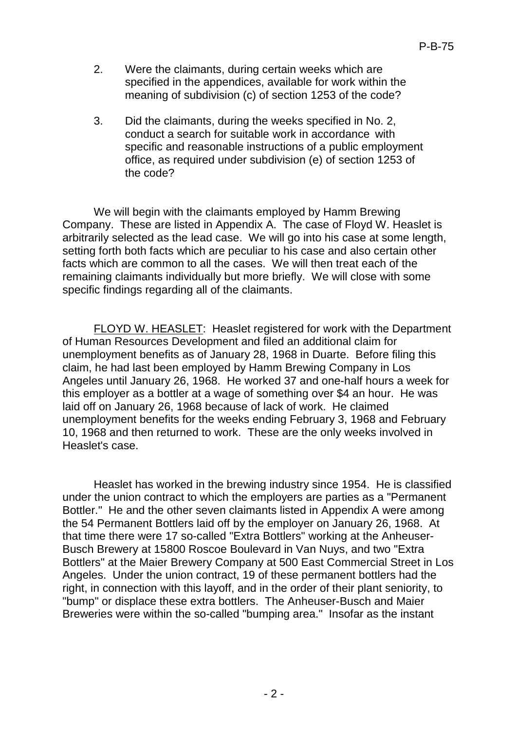2. Were the claimants, during certain weeks which are specified in the appendices, available for work within the meaning of subdivision (c) of section 1253 of the code?

3. Did the claimants, during the weeks specified in No. 2, conduct a search for suitable work in accordance with specific and reasonable instructions of a public employment office, as required under subdivision (e) of section 1253 of the code?

We will begin with the claimants employed by Hamm Brewing Company. These are listed in Appendix A. The case of Floyd W. Heaslet is arbitrarily selected as the lead case. We will go into his case at some length, setting forth both facts which are peculiar to his case and also certain other facts which are common to all the cases. We will then treat each of the remaining claimants individually but more briefly. We will close with some specific findings regarding all of the claimants.

FLOYD W. HEASLET: Heaslet registered for work with the Department of Human Resources Development and filed an additional claim for unemployment benefits as of January 28, 1968 in Duarte. Before filing this claim, he had last been employed by Hamm Brewing Company in Los Angeles until January 26, 1968. He worked 37 and one-half hours a week for this employer as a bottler at a wage of something over $4 an hour. He was laid off on January 26, 1968 because of lack of work. He claimed unemployment benefits for the weeks ending February 3, 1968 and February 10, 1968 and then returned to work. These are the only weeks involved in Heaslet's case.

Heaslet has worked in the brewing industry since 1954. He is classified under the union contract to which the employers are parties as a "Permanent Bottler." He and the other seven claimants listed in Appendix A were among the 54 Permanent Bottlers laid off by the employer on January 26, 1968. At that time there were 17 so-called "Extra Bottlers" working at the Anheuser-Busch Brewery at 15800 Roscoe Boulevard in Van Nuys, and two "Extra Bottlers" at the Maier Brewery Company at 500 East Commercial Street in Los Angeles. Under the union contract, 19 of these permanent bottlers had the right, in connection with this layoff, and in the order of their plant seniority, to "bump" or displace these extra bottlers. The Anheuser-Busch and Maier Breweries were within the so-called "bumping area." Insofar as the instant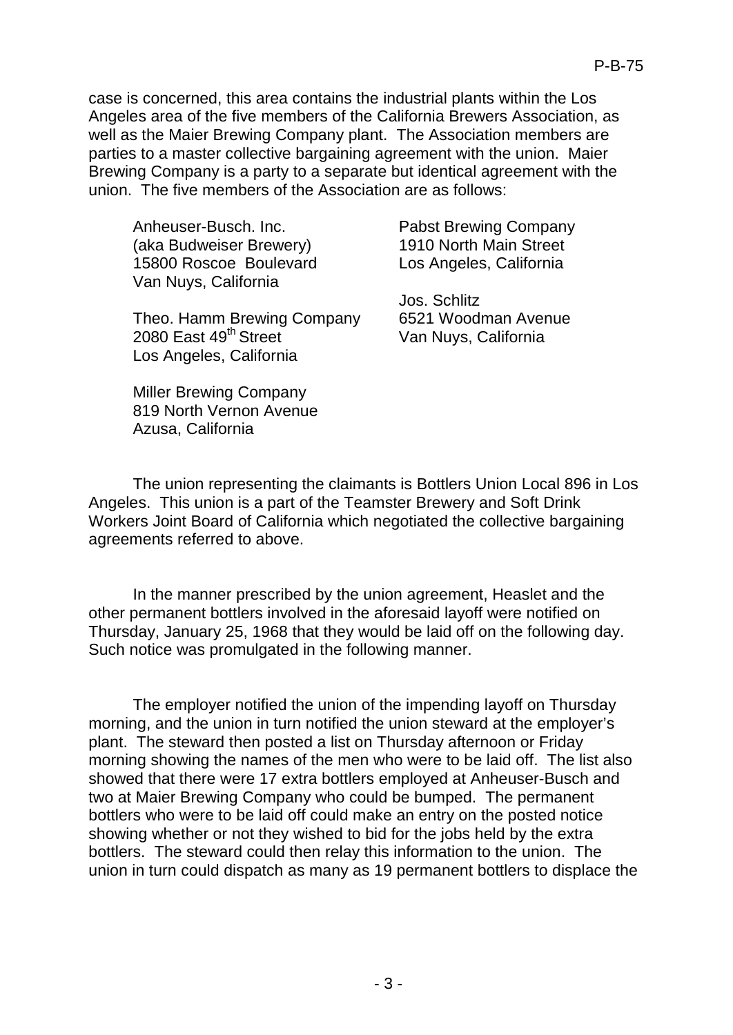case is concerned, this area contains the industrial plants within the Los Angeles area of the five members of the California Brewers Association, as well as the Maier Brewing Company plant. The Association members are parties to a master collective bargaining agreement with the union. Maier Brewing Company is a party to a separate but identical agreement with the union. The five members of the Association are as follows:

Anheuser-Busch. Inc.
(aka Budweiser Brewery)
15800 Roscoe Boulevard
Van Nuys, California

Theo. Hamm Brewing Company
2080 East 49th Street
Los Angeles, California

Miller Brewing Company
819 North Vernon Avenue
Azusa, California

Pabst Brewing Company
1910 North Main Street
Los Angeles, California

Jos. Schlitz
6521 Woodman Avenue
Van Nuys, California

The union representing the claimants is Bottlers Union Local 896 in Los Angeles. This union is a part of the Teamster Brewery and Soft Drink Workers Joint Board of California which negotiated the collective bargaining agreements referred to above.

In the manner prescribed by the union agreement, Heaslet and the other permanent bottlers involved in the aforesaid layoff were notified on Thursday, January 25, 1968 that they would be laid off on the following day. Such notice was promulgated in the following manner.

The employer notified the union of the impending layoff on Thursday morning, and the union in turn notified the union steward at the employer's plant. The steward then posted a list on Thursday afternoon or Friday morning showing the names of the men who were to be laid off. The list also showed that there were 17 extra bottlers employed at Anheuser-Busch and two at Maier Brewing Company who could be bumped. The permanent bottlers who were to be laid off could make an entry on the posted notice showing whether or not they wished to bid for the jobs held by the extra bottlers. The steward could then relay this information to the union. The union in turn could dispatch as many as 19 permanent bottlers to displace the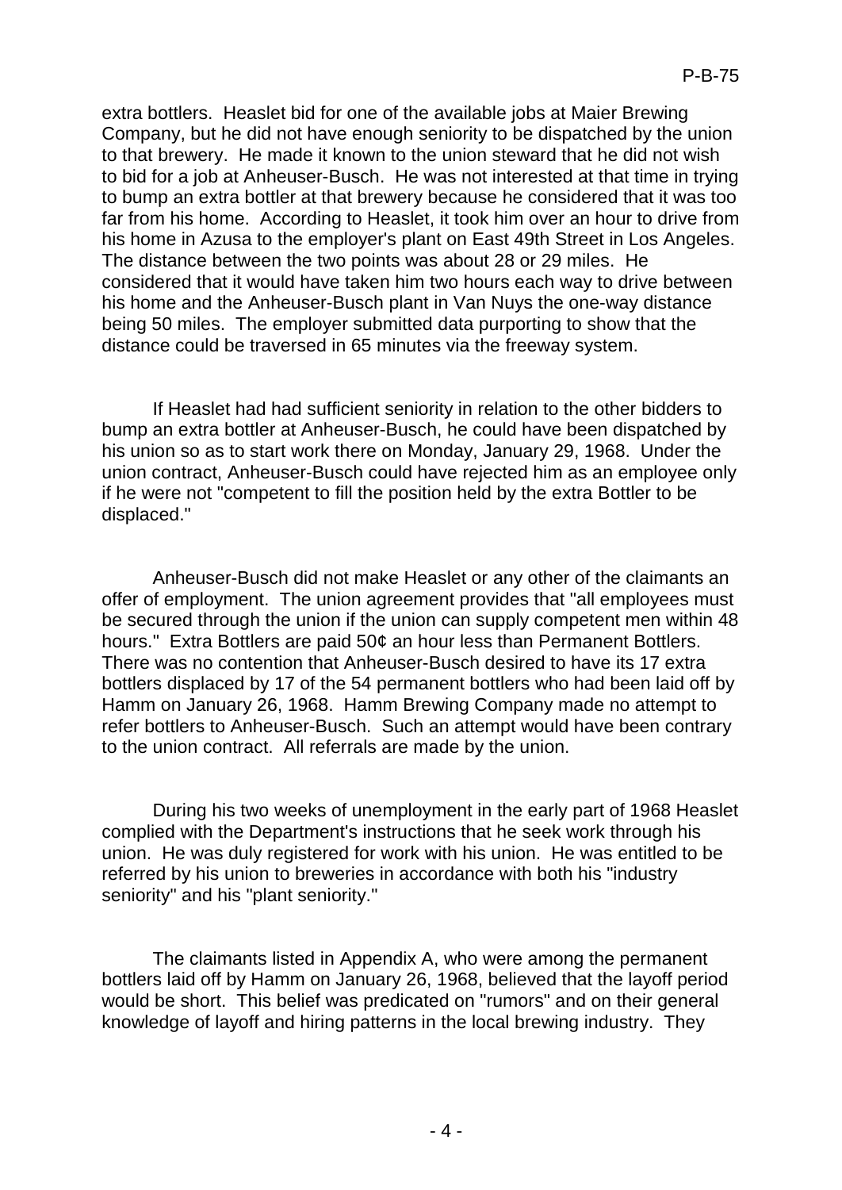extra bottlers. Heaslet bid for one of the available jobs at Maier Brewing Company, but he did not have enough seniority to be dispatched by the union to that brewery. He made it known to the union steward that he did not wish to bid for a job at Anheuser-Busch. He was not interested at that time in trying to bump an extra bottler at that brewery because he considered that it was too far from his home. According to Heaslet, it took him over an hour to drive from his home in Azusa to the employer's plant on East 49th Street in Los Angeles. The distance between the two points was about 28 or 29 miles. He considered that it would have taken him two hours each way to drive between his home and the Anheuser-Busch plant in Van Nuys the one-way distance being 50 miles. The employer submitted data purporting to show that the distance could be traversed in 65 minutes via the freeway system.

If Heaslet had had sufficient seniority in relation to the other bidders to bump an extra bottler at Anheuser-Busch, he could have been dispatched by his union so as to start work there on Monday, January 29, 1968. Under the union contract, Anheuser-Busch could have rejected him as an employee only if he were not "competent to fill the position held by the extra Bottler to be displaced."

Anheuser-Busch did not make Heaslet or any other of the claimants an offer of employment. The union agreement provides that "all employees must be secured through the union if the union can supply competent men within 48 hours." Extra Bottlers are paid 50¢ an hour less than Permanent Bottlers. There was no contention that Anheuser-Busch desired to have its 17 extra bottlers displaced by 17 of the 54 permanent bottlers who had been laid off by Hamm on January 26, 1968. Hamm Brewing Company made no attempt to refer bottlers to Anheuser-Busch. Such an attempt would have been contrary to the union contract. All referrals are made by the union.

During his two weeks of unemployment in the early part of 1968 Heaslet complied with the Department's instructions that he seek work through his union. He was duly registered for work with his union. He was entitled to be referred by his union to breweries in accordance with both his "industry seniority" and his "plant seniority."

The claimants listed in Appendix A, who were among the permanent bottlers laid off by Hamm on January 26, 1968, believed that the layoff period would be short. This belief was predicated on "rumors" and on their general knowledge of layoff and hiring patterns in the local brewing industry. They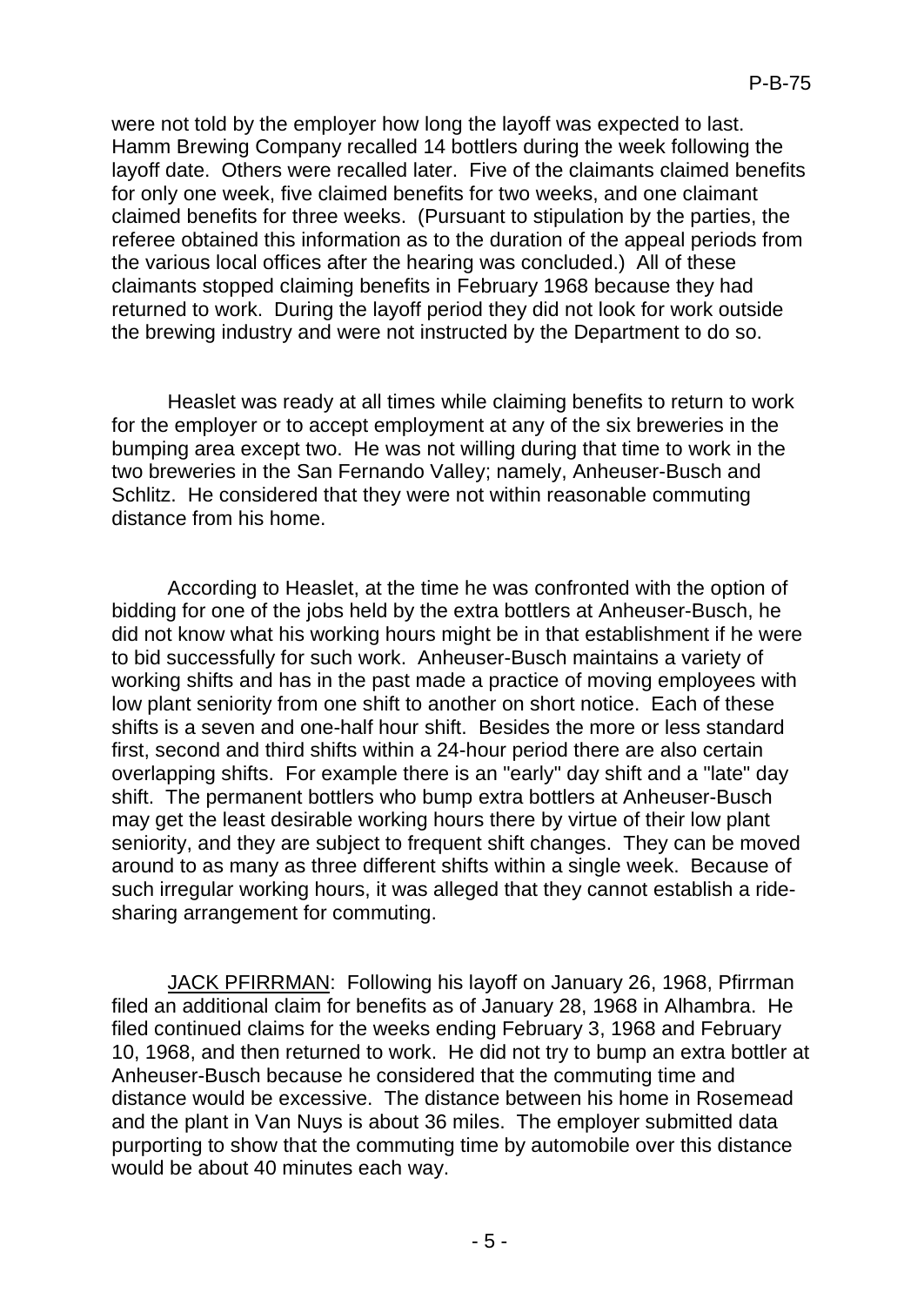were not told by the employer how long the layoff was expected to last. Hamm Brewing Company recalled 14 bottlers during the week following the layoff date. Others were recalled later. Five of the claimants claimed benefits for only one week, five claimed benefits for two weeks, and one claimant claimed benefits for three weeks. (Pursuant to stipulation by the parties, the referee obtained this information as to the duration of the appeal periods from the various local offices after the hearing was concluded.) All of these claimants stopped claiming benefits in February 1968 because they had returned to work. During the layoff period they did not look for work outside the brewing industry and were not instructed by the Department to do so.

Heaslet was ready at all times while claiming benefits to return to work for the employer or to accept employment at any of the six breweries in the bumping area except two. He was not willing during that time to work in the two breweries in the San Fernando Valley; namely, Anheuser-Busch and Schlitz. He considered that they were not within reasonable commuting distance from his home.

According to Heaslet, at the time he was confronted with the option of bidding for one of the jobs held by the extra bottlers at Anheuser-Busch, he did not know what his working hours might be in that establishment if he were to bid successfully for such work. Anheuser-Busch maintains a variety of working shifts and has in the past made a practice of moving employees with low plant seniority from one shift to another on short notice. Each of these shifts is a seven and one-half hour shift. Besides the more or less standard first, second and third shifts within a 24-hour period there are also certain overlapping shifts. For example there is an "early" day shift and a "late" day shift. The permanent bottlers who bump extra bottlers at Anheuser-Busch may get the least desirable working hours there by virtue of their low plant seniority, and they are subject to frequent shift changes. They can be moved around to as many as three different shifts within a single week. Because of such irregular working hours, it was alleged that they cannot establish a ride-sharing arrangement for commuting.

<u>JACK PFIRRMAN</u>: Following his layoff on January 26, 1968, Pfirrman filed an additional claim for benefits as of January 28, 1968 in Alhambra. He filed continued claims for the weeks ending February 3, 1968 and February 10, 1968, and then returned to work. He did not try to bump an extra bottler at Anheuser-Busch because he considered that the commuting time and distance would be excessive. The distance between his home in Rosemead and the plant in Van Nuys is about 36 miles. The employer submitted data purporting to show that the commuting time by automobile over this distance would be about 40 minutes each way.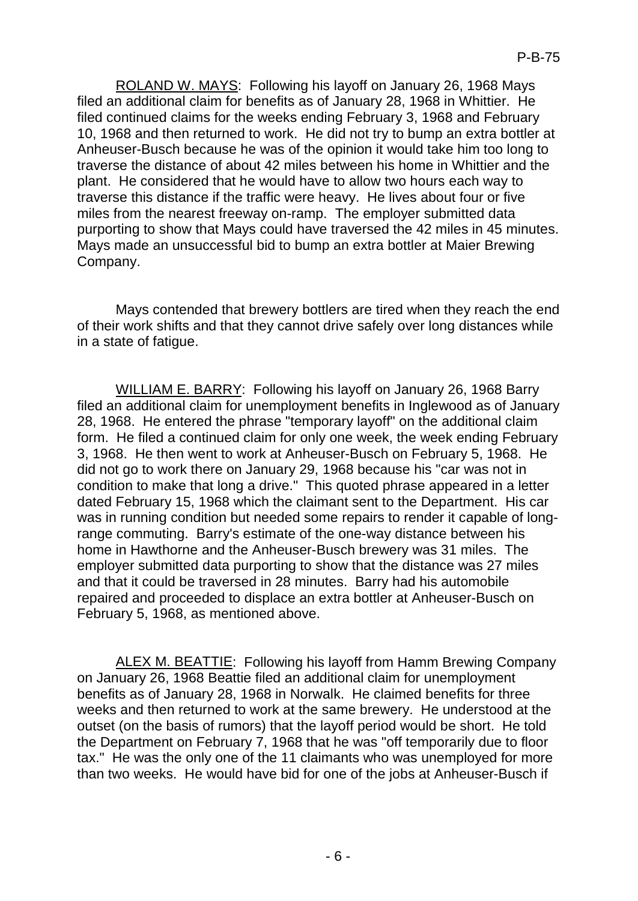ROLAND W. MAYS: Following his layoff on January 26, 1968 Mays filed an additional claim for benefits as of January 28, 1968 in Whittier. He filed continued claims for the weeks ending February 3, 1968 and February 10, 1968 and then returned to work. He did not try to bump an extra bottler at Anheuser-Busch because he was of the opinion it would take him too long to traverse the distance of about 42 miles between his home in Whittier and the plant. He considered that he would have to allow two hours each way to traverse this distance if the traffic were heavy. He lives about four or five miles from the nearest freeway on-ramp. The employer submitted data purporting to show that Mays could have traversed the 42 miles in 45 minutes. Mays made an unsuccessful bid to bump an extra bottler at Maier Brewing Company.

Mays contended that brewery bottlers are tired when they reach the end of their work shifts and that they cannot drive safely over long distances while in a state of fatigue.

WILLIAM E. BARRY: Following his layoff on January 26, 1968 Barry filed an additional claim for unemployment benefits in Inglewood as of January 28, 1968. He entered the phrase "temporary layoff" on the additional claim form. He filed a continued claim for only one week, the week ending February 3, 1968. He then went to work at Anheuser-Busch on February 5, 1968. He did not go to work there on January 29, 1968 because his "car was not in condition to make that long a drive." This quoted phrase appeared in a letter dated February 15, 1968 which the claimant sent to the Department. His car was in running condition but needed some repairs to render it capable of long-range commuting. Barry's estimate of the one-way distance between his home in Hawthorne and the Anheuser-Busch brewery was 31 miles. The employer submitted data purporting to show that the distance was 27 miles and that it could be traversed in 28 minutes. Barry had his automobile repaired and proceeded to displace an extra bottler at Anheuser-Busch on February 5, 1968, as mentioned above.

ALEX M. BEATTIE: Following his layoff from Hamm Brewing Company on January 26, 1968 Beattie filed an additional claim for unemployment benefits as of January 28, 1968 in Norwalk. He claimed benefits for three weeks and then returned to work at the same brewery. He understood at the outset (on the basis of rumors) that the layoff period would be short. He told the Department on February 7, 1968 that he was "off temporarily due to floor tax." He was the only one of the 11 claimants who was unemployed for more than two weeks. He would have bid for one of the jobs at Anheuser-Busch if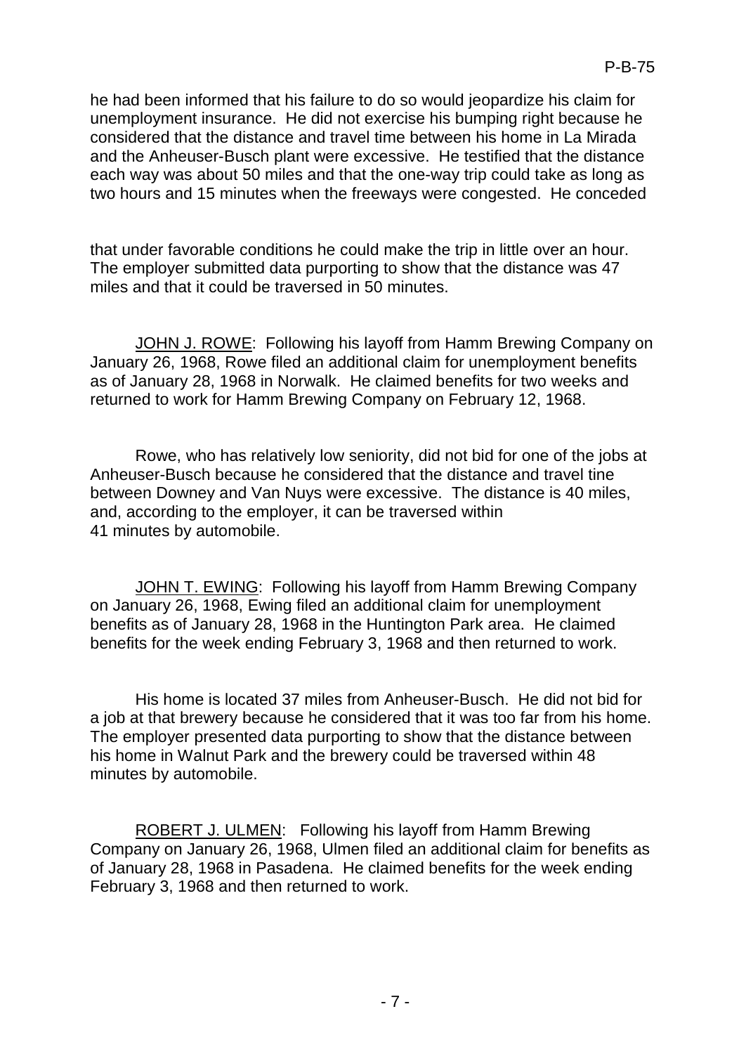he had been informed that his failure to do so would jeopardize his claim for unemployment insurance. He did not exercise his bumping right because he considered that the distance and travel time between his home in La Mirada and the Anheuser-Busch plant were excessive. He testified that the distance each way was about 50 miles and that the one-way trip could take as long as two hours and 15 minutes when the freeways were congested. He conceded that under favorable conditions he could make the trip in little over an hour. The employer submitted data purporting to show that the distance was 47 miles and that it could be traversed in 50 minutes.

<u>JOHN J. ROWE</u>: Following his layoff from Hamm Brewing Company on January 26, 1968, Rowe filed an additional claim for unemployment benefits as of January 28, 1968 in Norwalk. He claimed benefits for two weeks and returned to work for Hamm Brewing Company on February 12, 1968.

Rowe, who has relatively low seniority, did not bid for one of the jobs at Anheuser-Busch because he considered that the distance and travel tine between Downey and Van Nuys were excessive. The distance is 40 miles, and, according to the employer, it can be traversed within 41 minutes by automobile.

<u>JOHN T. EWING</u>: Following his layoff from Hamm Brewing Company on January 26, 1968, Ewing filed an additional claim for unemployment benefits as of January 28, 1968 in the Huntington Park area. He claimed benefits for the week ending February 3, 1968 and then returned to work.

His home is located 37 miles from Anheuser-Busch. He did not bid for a job at that brewery because he considered that it was too far from his home. The employer presented data purporting to show that the distance between his home in Walnut Park and the brewery could be traversed within 48 minutes by automobile.

<u>ROBERT J. ULMEN</u>: Following his layoff from Hamm Brewing Company on January 26, 1968, Ulmen filed an additional claim for benefits as of January 28, 1968 in Pasadena. He claimed benefits for the week ending February 3, 1968 and then returned to work.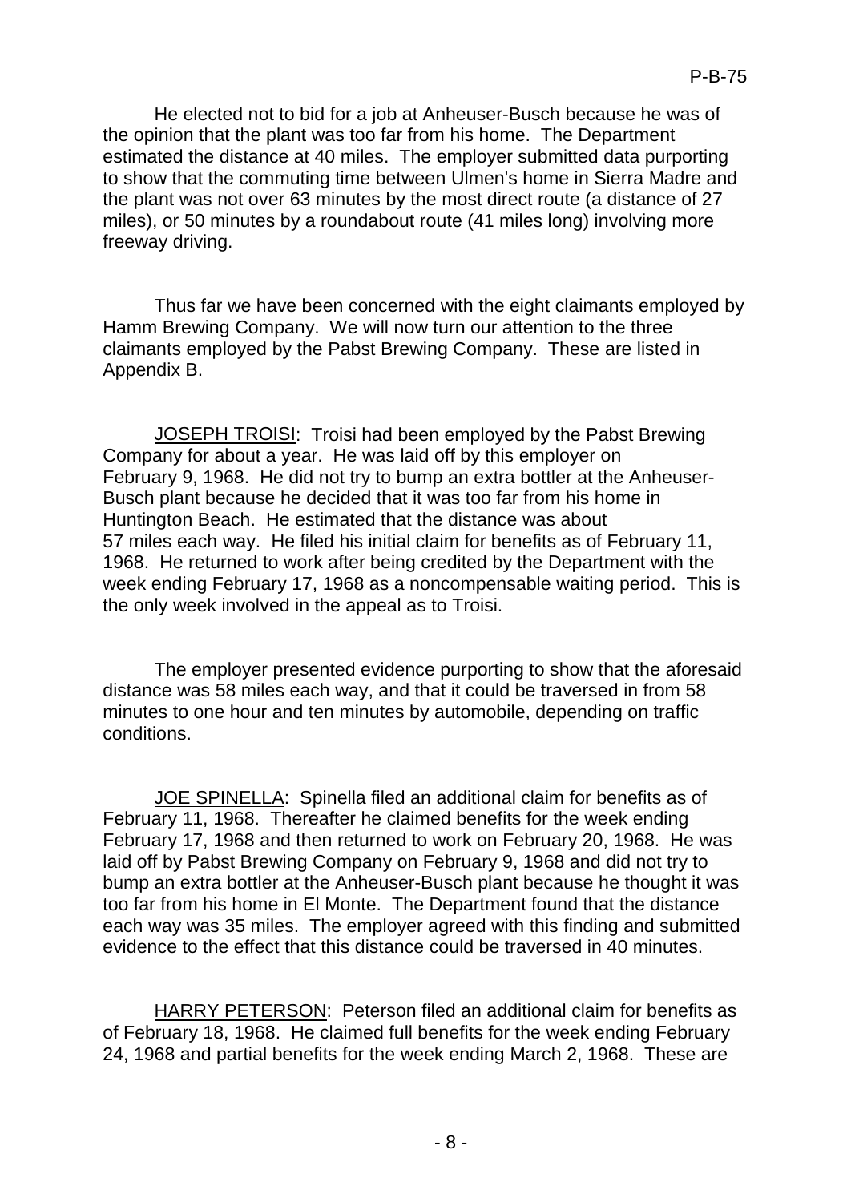He elected not to bid for a job at Anheuser-Busch because he was of the opinion that the plant was too far from his home. The Department estimated the distance at 40 miles. The employer submitted data purporting to show that the commuting time between Ulmen's home in Sierra Madre and the plant was not over 63 minutes by the most direct route (a distance of 27 miles), or 50 minutes by a roundabout route (41 miles long) involving more freeway driving.

Thus far we have been concerned with the eight claimants employed by Hamm Brewing Company. We will now turn our attention to the three claimants employed by the Pabst Brewing Company. These are listed in Appendix B.

<u>JOSEPH TROISI</u>: Troisi had been employed by the Pabst Brewing Company for about a year. He was laid off by this employer on February 9, 1968. He did not try to bump an extra bottler at the Anheuser-Busch plant because he decided that it was too far from his home in Huntington Beach. He estimated that the distance was about 57 miles each way. He filed his initial claim for benefits as of February 11, 1968. He returned to work after being credited by the Department with the week ending February 17, 1968 as a noncompensable waiting period. This is the only week involved in the appeal as to Troisi.

The employer presented evidence purporting to show that the aforesaid distance was 58 miles each way, and that it could be traversed in from 58 minutes to one hour and ten minutes by automobile, depending on traffic conditions.

<u>JOE SPINELLA</u>: Spinella filed an additional claim for benefits as of February 11, 1968. Thereafter he claimed benefits for the week ending February 17, 1968 and then returned to work on February 20, 1968. He was laid off by Pabst Brewing Company on February 9, 1968 and did not try to bump an extra bottler at the Anheuser-Busch plant because he thought it was too far from his home in El Monte. The Department found that the distance each way was 35 miles. The employer agreed with this finding and submitted evidence to the effect that this distance could be traversed in 40 minutes.

<u>HARRY PETERSON</u>: Peterson filed an additional claim for benefits as of February 18, 1968. He claimed full benefits for the week ending February 24, 1968 and partial benefits for the week ending March 2, 1968. These are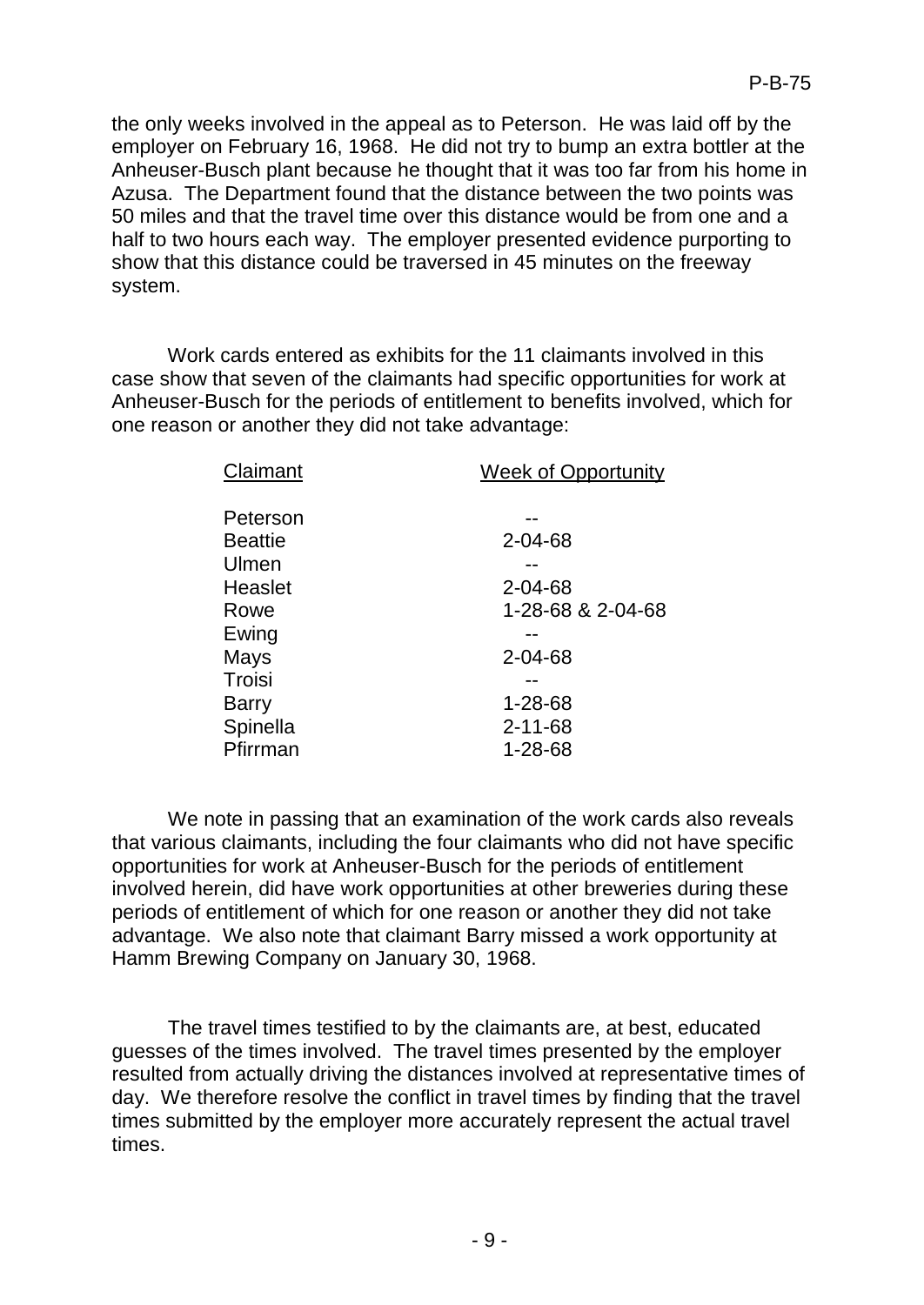the only weeks involved in the appeal as to Peterson. He was laid off by the employer on February 16, 1968. He did not try to bump an extra bottler at the Anheuser-Busch plant because he thought that it was too far from his home in Azusa. The Department found that the distance between the two points was 50 miles and that the travel time over this distance would be from one and a half to two hours each way. The employer presented evidence purporting to show that this distance could be traversed in 45 minutes on the freeway system.

Work cards entered as exhibits for the 11 claimants involved in this case show that seven of the claimants had specific opportunities for work at Anheuser-Busch for the periods of entitlement to benefits involved, which for one reason or another they did not take advantage:

| Claimant | Week of Opportunity |
| --- | --- |
| Peterson | -- |
| Beattie | 2-04-68 |
| Ulmen | -- |
| Heaslet | 2-04-68 |
| Rowe | 1-28-68 & 2-04-68 |
| Ewing | -- |
| Mays | 2-04-68 |
| Troisi | -- |
| Barry | 1-28-68 |
| Spinella | 2-11-68 |
| Pfirrman | 1-28-68 |

We note in passing that an examination of the work cards also reveals that various claimants, including the four claimants who did not have specific opportunities for work at Anheuser-Busch for the periods of entitlement involved herein, did have work opportunities at other breweries during these periods of entitlement of which for one reason or another they did not take advantage. We also note that claimant Barry missed a work opportunity at Hamm Brewing Company on January 30, 1968.

The travel times testified to by the claimants are, at best, educated guesses of the times involved. The travel times presented by the employer resulted from actually driving the distances involved at representative times of day. We therefore resolve the conflict in travel times by finding that the travel times submitted by the employer more accurately represent the actual travel times.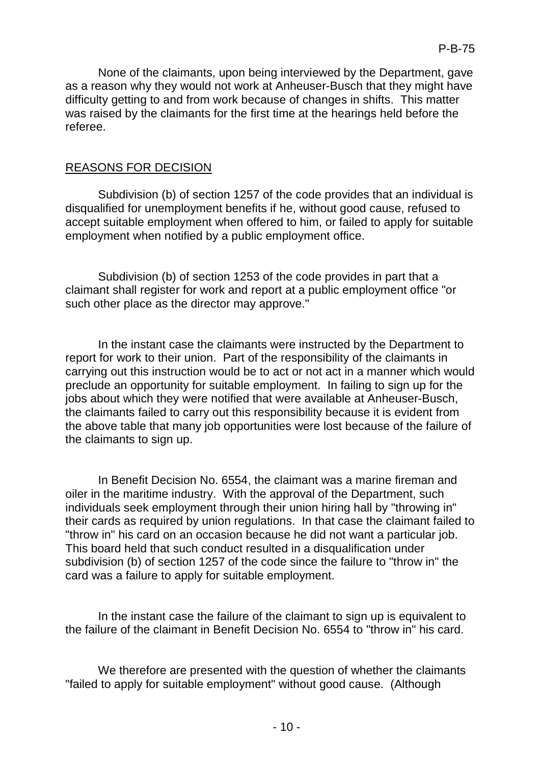None of the claimants, upon being interviewed by the Department, gave as a reason why they would not work at Anheuser-Busch that they might have difficulty getting to and from work because of changes in shifts. This matter was raised by the claimants for the first time at the hearings held before the referee.

## REASONS FOR DECISION

Subdivision (b) of section 1257 of the code provides that an individual is disqualified for unemployment benefits if he, without good cause, refused to accept suitable employment when offered to him, or failed to apply for suitable employment when notified by a public employment office.

Subdivision (b) of section 1253 of the code provides in part that a claimant shall register for work and report at a public employment office "or such other place as the director may approve."

In the instant case the claimants were instructed by the Department to report for work to their union. Part of the responsibility of the claimants in carrying out this instruction would be to act or not act in a manner which would preclude an opportunity for suitable employment. In failing to sign up for the jobs about which they were notified that were available at Anheuser-Busch, the claimants failed to carry out this responsibility because it is evident from the above table that many job opportunities were lost because of the failure of the claimants to sign up.

In Benefit Decision No. 6554, the claimant was a marine fireman and oiler in the maritime industry. With the approval of the Department, such individuals seek employment through their union hiring hall by "throwing in" their cards as required by union regulations. In that case the claimant failed to "throw in" his card on an occasion because he did not want a particular job. This board held that such conduct resulted in a disqualification under subdivision (b) of section 1257 of the code since the failure to "throw in" the card was a failure to apply for suitable employment.

In the instant case the failure of the claimant to sign up is equivalent to the failure of the claimant in Benefit Decision No. 6554 to "throw in" his card.

We therefore are presented with the question of whether the claimants "failed to apply for suitable employment" without good cause. (Although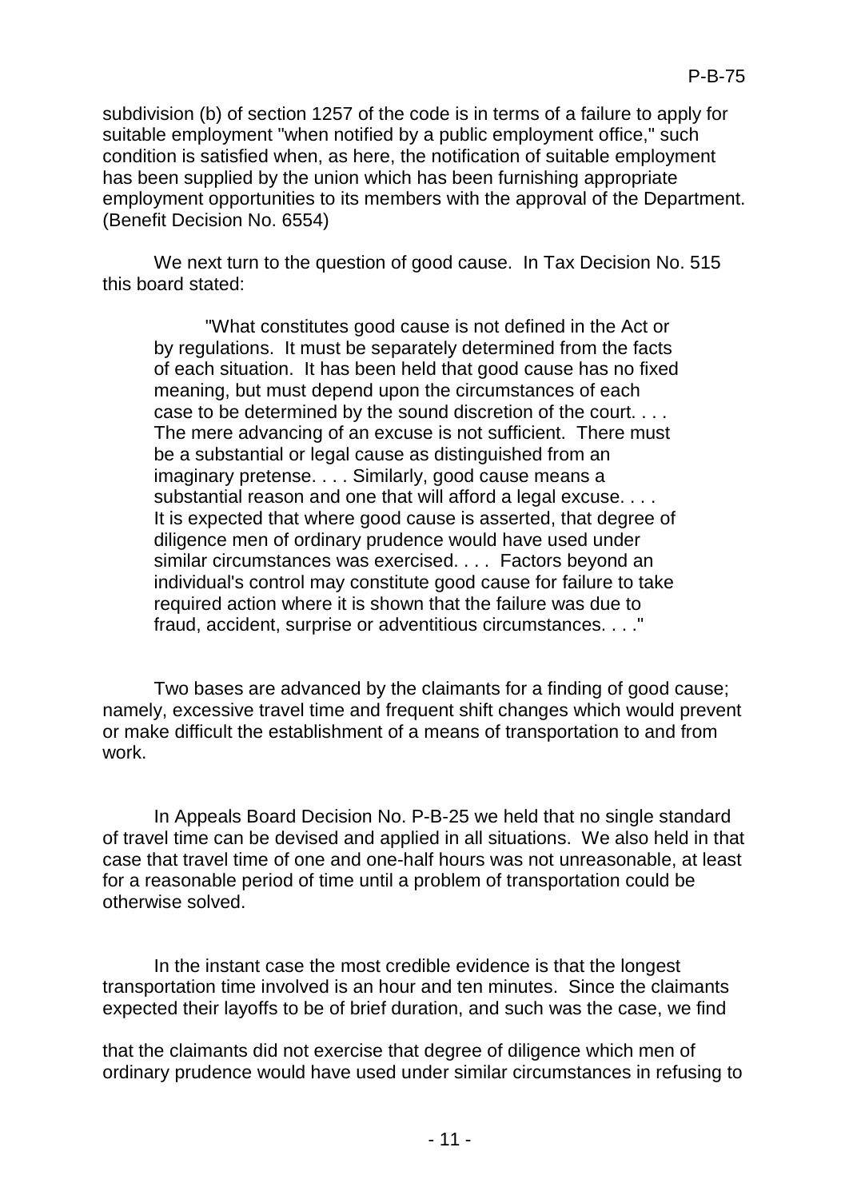subdivision (b) of section 1257 of the code is in terms of a failure to apply for suitable employment "when notified by a public employment office," such condition is satisfied when, as here, the notification of suitable employment has been supplied by the union which has been furnishing appropriate employment opportunities to its members with the approval of the Department. (Benefit Decision No. 6554)

We next turn to the question of good cause. In Tax Decision No. 515 this board stated:

> "What constitutes good cause is not defined in the Act or by regulations. It must be separately determined from the facts of each situation. It has been held that good cause has no fixed meaning, but must depend upon the circumstances of each case to be determined by the sound discretion of the court. . . . The mere advancing of an excuse is not sufficient. There must be a substantial or legal cause as distinguished from an imaginary pretense. . . . Similarly, good cause means a substantial reason and one that will afford a legal excuse. . . . It is expected that where good cause is asserted, that degree of diligence men of ordinary prudence would have used under similar circumstances was exercised. . . . Factors beyond an individual's control may constitute good cause for failure to take required action where it is shown that the failure was due to fraud, accident, surprise or adventitious circumstances. . . ."

Two bases are advanced by the claimants for a finding of good cause; namely, excessive travel time and frequent shift changes which would prevent or make difficult the establishment of a means of transportation to and from work.

In Appeals Board Decision No. P-B-25 we held that no single standard of travel time can be devised and applied in all situations. We also held in that case that travel time of one and one-half hours was not unreasonable, at least for a reasonable period of time until a problem of transportation could be otherwise solved.

In the instant case the most credible evidence is that the longest transportation time involved is an hour and ten minutes. Since the claimants expected their layoffs to be of brief duration, and such was the case, we find that the claimants did not exercise that degree of diligence which men of ordinary prudence would have used under similar circumstances in refusing to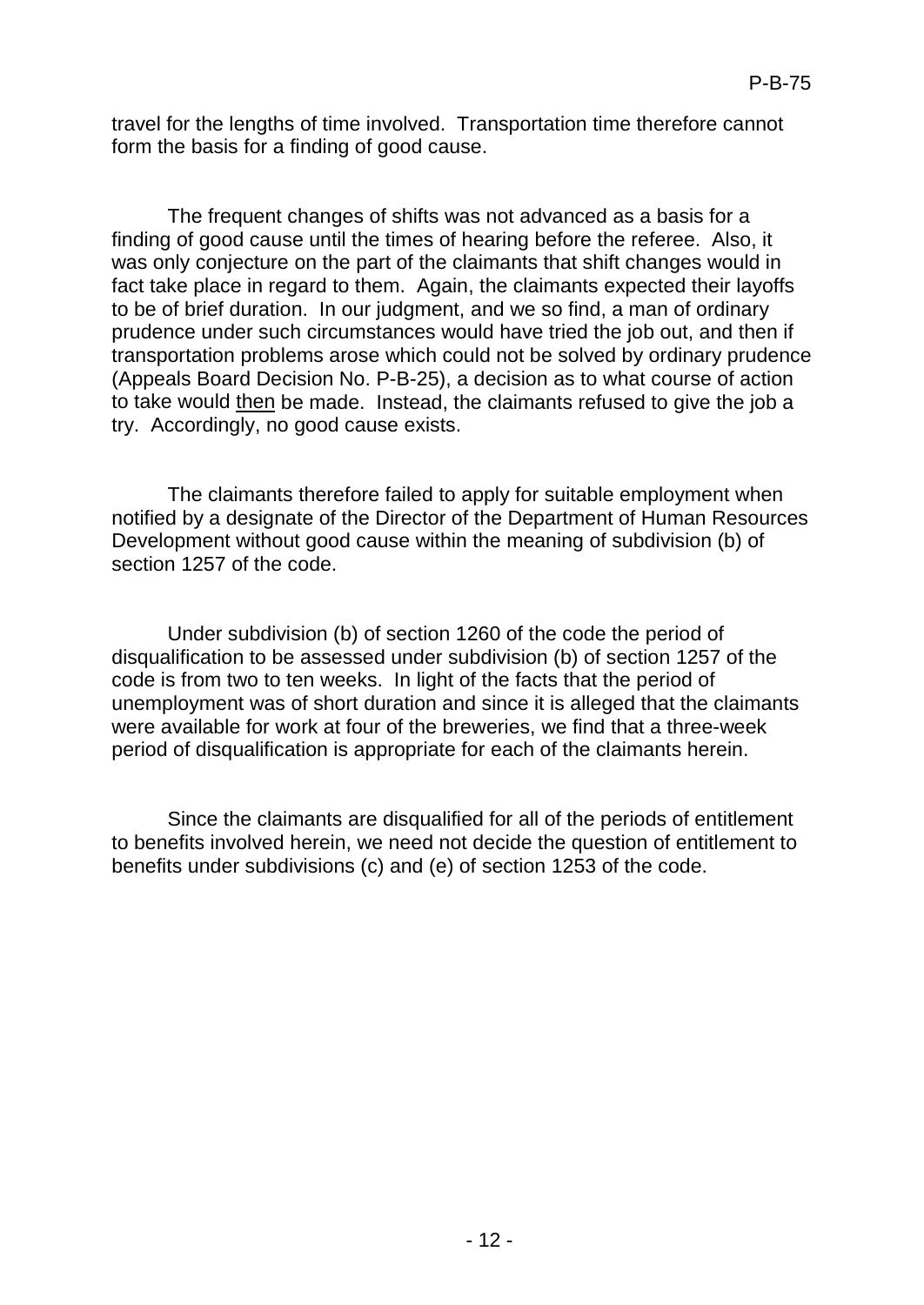travel for the lengths of time involved. Transportation time therefore cannot form the basis for a finding of good cause.

The frequent changes of shifts was not advanced as a basis for a finding of good cause until the times of hearing before the referee. Also, it was only conjecture on the part of the claimants that shift changes would in fact take place in regard to them. Again, the claimants expected their layoffs to be of brief duration. In our judgment, and we so find, a man of ordinary prudence under such circumstances would have tried the job out, and then if transportation problems arose which could not be solved by ordinary prudence (Appeals Board Decision No. P-B-25), a decision as to what course of action to take would <u>then</u> be made. Instead, the claimants refused to give the job a try. Accordingly, no good cause exists.

The claimants therefore failed to apply for suitable employment when notified by a designate of the Director of the Department of Human Resources Development without good cause within the meaning of subdivision (b) of section 1257 of the code.

Under subdivision (b) of section 1260 of the code the period of disqualification to be assessed under subdivision (b) of section 1257 of the code is from two to ten weeks. In light of the facts that the period of unemployment was of short duration and since it is alleged that the claimants were available for work at four of the breweries, we find that a three-week period of disqualification is appropriate for each of the claimants herein.

Since the claimants are disqualified for all of the periods of entitlement to benefits involved herein, we need not decide the question of entitlement to benefits under subdivisions (c) and (e) of section 1253 of the code.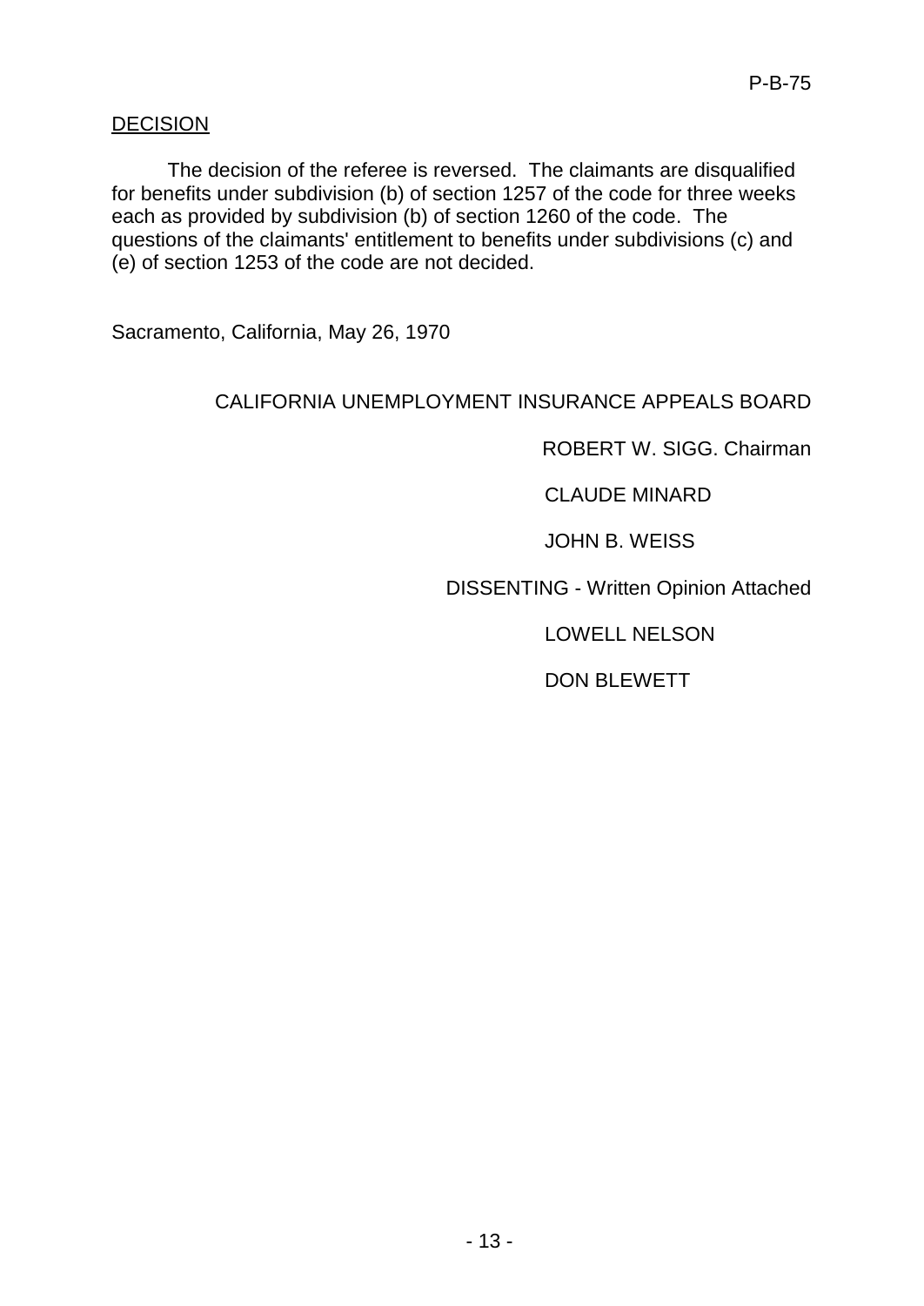## DECISION

The decision of the referee is reversed. The claimants are disqualified for benefits under subdivision (b) of section 1257 of the code for three weeks each as provided by subdivision (b) of section 1260 of the code. The questions of the claimants' entitlement to benefits under subdivisions (c) and (e) of section 1253 of the code are not decided.

Sacramento, California, May 26, 1970

CALIFORNIA UNEMPLOYMENT INSURANCE APPEALS BOARD

ROBERT W. SIGG. Chairman

CLAUDE MINARD

JOHN B. WEISS

DISSENTING - Written Opinion Attached

LOWELL NELSON

DON BLEWETT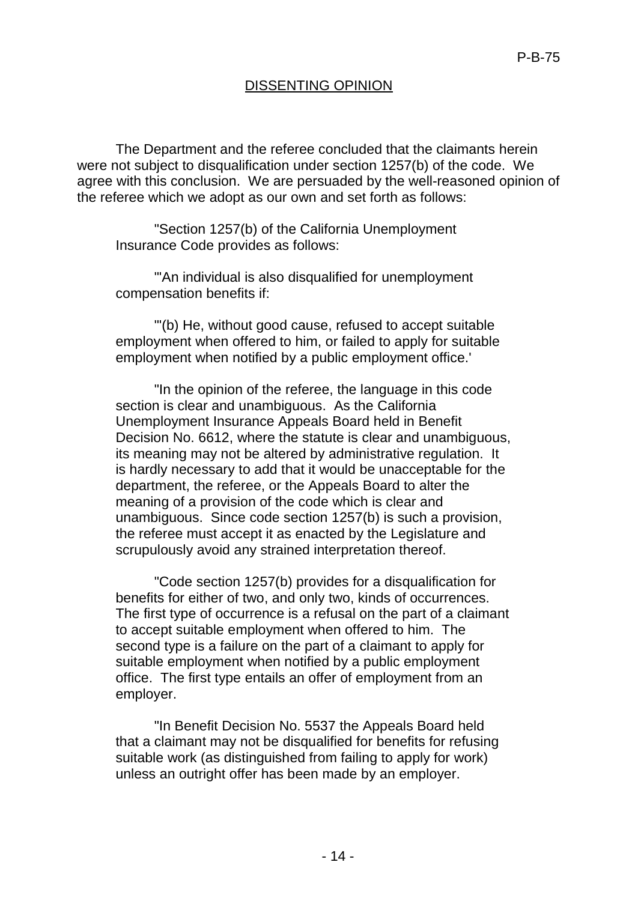## DISSENTING OPINION

The Department and the referee concluded that the claimants herein were not subject to disqualification under section 1257(b) of the code. We agree with this conclusion. We are persuaded by the well-reasoned opinion of the referee which we adopt as our own and set forth as follows:

> "Section 1257(b) of the California Unemployment Insurance Code provides as follows:
>
> "'An individual is also disqualified for unemployment compensation benefits if:
>
> "'(b) He, without good cause, refused to accept suitable employment when offered to him, or failed to apply for suitable employment when notified by a public employment office.'
>
> "In the opinion of the referee, the language in this code section is clear and unambiguous. As the California Unemployment Insurance Appeals Board held in Benefit Decision No. 6612, where the statute is clear and unambiguous, its meaning may not be altered by administrative regulation. It is hardly necessary to add that it would be unacceptable for the department, the referee, or the Appeals Board to alter the meaning of a provision of the code which is clear and unambiguous. Since code section 1257(b) is such a provision, the referee must accept it as enacted by the Legislature and scrupulously avoid any strained interpretation thereof.
>
> "Code section 1257(b) provides for a disqualification for benefits for either of two, and only two, kinds of occurrences. The first type of occurrence is a refusal on the part of a claimant to accept suitable employment when offered to him. The second type is a failure on the part of a claimant to apply for suitable employment when notified by a public employment office. The first type entails an offer of employment from an employer.
>
> "In Benefit Decision No. 5537 the Appeals Board held that a claimant may not be disqualified for benefits for refusing suitable work (as distinguished from failing to apply for work) unless an outright offer has been made by an employer.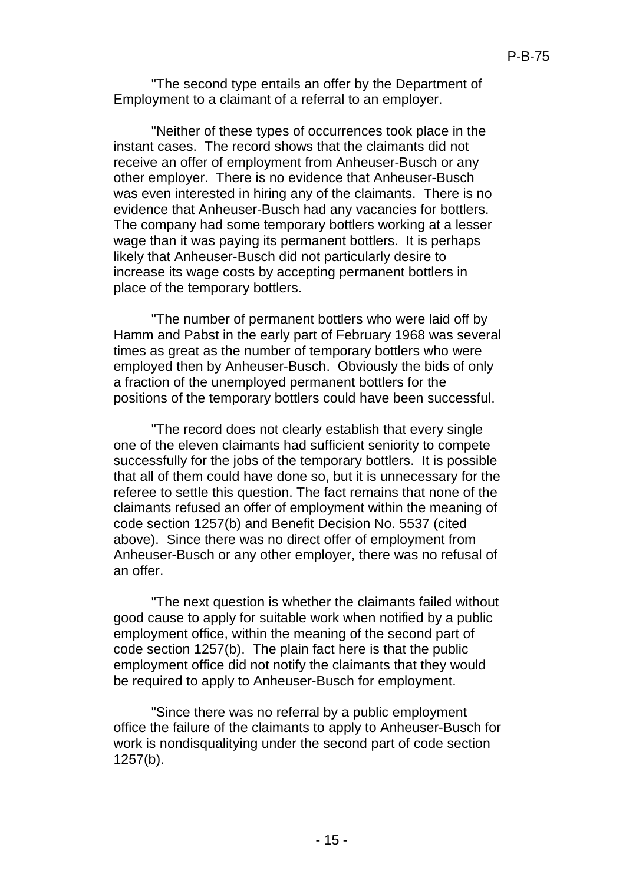"The second type entails an offer by the Department of Employment to a claimant of a referral to an employer.

"Neither of these types of occurrences took place in the instant cases. The record shows that the claimants did not receive an offer of employment from Anheuser-Busch or any other employer. There is no evidence that Anheuser-Busch was even interested in hiring any of the claimants. There is no evidence that Anheuser-Busch had any vacancies for bottlers. The company had some temporary bottlers working at a lesser wage than it was paying its permanent bottlers. It is perhaps likely that Anheuser-Busch did not particularly desire to increase its wage costs by accepting permanent bottlers in place of the temporary bottlers.

"The number of permanent bottlers who were laid off by Hamm and Pabst in the early part of February 1968 was several times as great as the number of temporary bottlers who were employed then by Anheuser-Busch. Obviously the bids of only a fraction of the unemployed permanent bottlers for the positions of the temporary bottlers could have been successful.

"The record does not clearly establish that every single one of the eleven claimants had sufficient seniority to compete successfully for the jobs of the temporary bottlers. It is possible that all of them could have done so, but it is unnecessary for the referee to settle this question. The fact remains that none of the claimants refused an offer of employment within the meaning of code section 1257(b) and Benefit Decision No. 5537 (cited above). Since there was no direct offer of employment from Anheuser-Busch or any other employer, there was no refusal of an offer.

"The next question is whether the claimants failed without good cause to apply for suitable work when notified by a public employment office, within the meaning of the second part of code section 1257(b). The plain fact here is that the public employment office did not notify the claimants that they would be required to apply to Anheuser-Busch for employment.

"Since there was no referral by a public employment office the failure of the claimants to apply to Anheuser-Busch for work is nondisqualifying under the second part of code section 1257(b).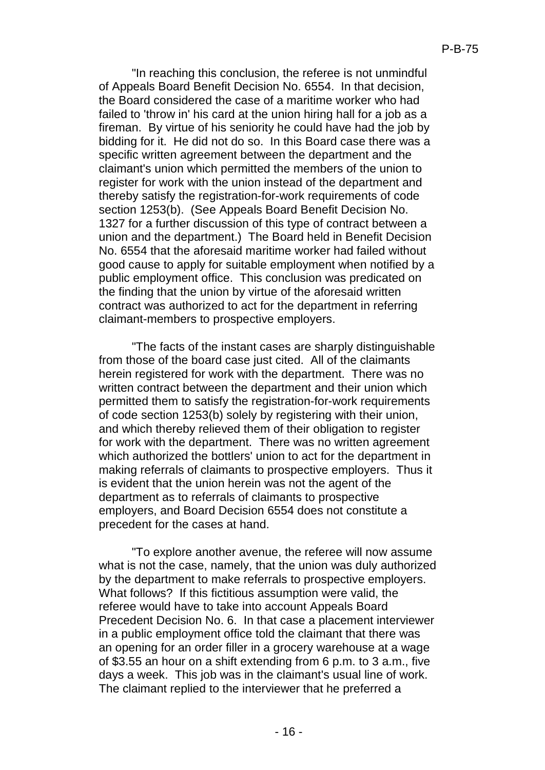"In reaching this conclusion, the referee is not unmindful of Appeals Board Benefit Decision No. 6554. In that decision, the Board considered the case of a maritime worker who had failed to 'throw in' his card at the union hiring hall for a job as a fireman. By virtue of his seniority he could have had the job by bidding for it. He did not do so. In this Board case there was a specific written agreement between the department and the claimant's union which permitted the members of the union to register for work with the union instead of the department and thereby satisfy the registration-for-work requirements of code section 1253(b). (See Appeals Board Benefit Decision No. 1327 for a further discussion of this type of contract between a union and the department.) The Board held in Benefit Decision No. 6554 that the aforesaid maritime worker had failed without good cause to apply for suitable employment when notified by a public employment office. This conclusion was predicated on the finding that the union by virtue of the aforesaid written contract was authorized to act for the department in referring claimant-members to prospective employers.

"The facts of the instant cases are sharply distinguishable from those of the board case just cited. All of the claimants herein registered for work with the department. There was no written contract between the department and their union which permitted them to satisfy the registration-for-work requirements of code section 1253(b) solely by registering with their union, and which thereby relieved them of their obligation to register for work with the department. There was no written agreement which authorized the bottlers' union to act for the department in making referrals of claimants to prospective employers. Thus it is evident that the union herein was not the agent of the department as to referrals of claimants to prospective employers, and Board Decision 6554 does not constitute a precedent for the cases at hand.

"To explore another avenue, the referee will now assume what is not the case, namely, that the union was duly authorized by the department to make referrals to prospective employers. What follows? If this fictitious assumption were valid, the referee would have to take into account Appeals Board Precedent Decision No. 6. In that case a placement interviewer in a public employment office told the claimant that there was an opening for an order filler in a grocery warehouse at a wage of $3.55 an hour on a shift extending from 6 p.m. to 3 a.m., five days a week. This job was in the claimant's usual line of work. The claimant replied to the interviewer that he preferred a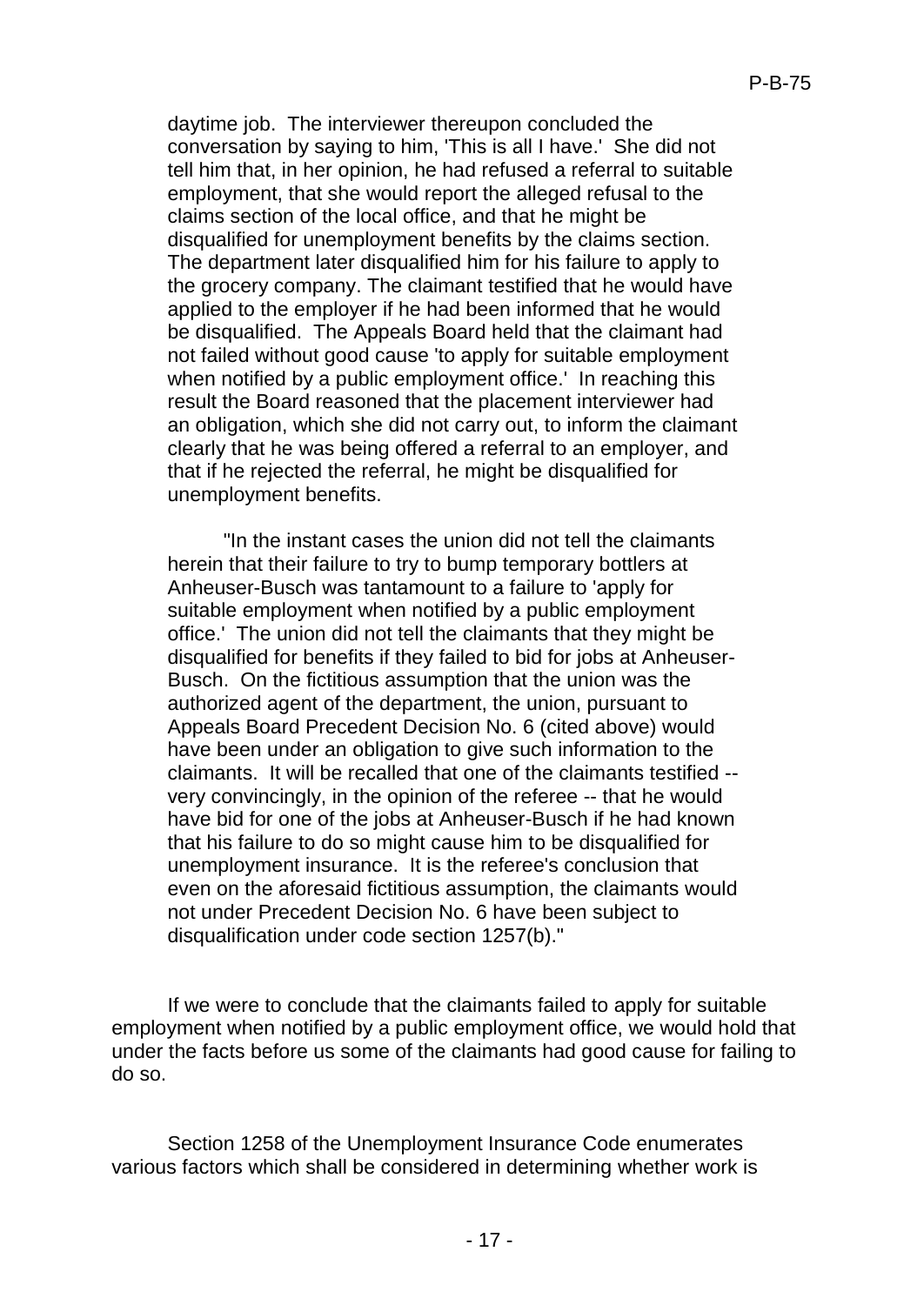daytime job. The interviewer thereupon concluded the conversation by saying to him, 'This is all I have.' She did not tell him that, in her opinion, he had refused a referral to suitable employment, that she would report the alleged refusal to the claims section of the local office, and that he might be disqualified for unemployment benefits by the claims section. The department later disqualified him for his failure to apply to the grocery company. The claimant testified that he would have applied to the employer if he had been informed that he would be disqualified. The Appeals Board held that the claimant had not failed without good cause 'to apply for suitable employment when notified by a public employment office.' In reaching this result the Board reasoned that the placement interviewer had an obligation, which she did not carry out, to inform the claimant clearly that he was being offered a referral to an employer, and that if he rejected the referral, he might be disqualified for unemployment benefits.

"In the instant cases the union did not tell the claimants herein that their failure to try to bump temporary bottlers at Anheuser-Busch was tantamount to a failure to 'apply for suitable employment when notified by a public employment office.' The union did not tell the claimants that they might be disqualified for benefits if they failed to bid for jobs at Anheuser-Busch. On the fictitious assumption that the union was the authorized agent of the department, the union, pursuant to Appeals Board Precedent Decision No. 6 (cited above) would have been under an obligation to give such information to the claimants. It will be recalled that one of the claimants testified -- very convincingly, in the opinion of the referee -- that he would have bid for one of the jobs at Anheuser-Busch if he had known that his failure to do so might cause him to be disqualified for unemployment insurance. It is the referee's conclusion that even on the aforesaid fictitious assumption, the claimants would not under Precedent Decision No. 6 have been subject to disqualification under code section 1257(b)."

If we were to conclude that the claimants failed to apply for suitable employment when notified by a public employment office, we would hold that under the facts before us some of the claimants had good cause for failing to do so.

Section 1258 of the Unemployment Insurance Code enumerates various factors which shall be considered in determining whether work is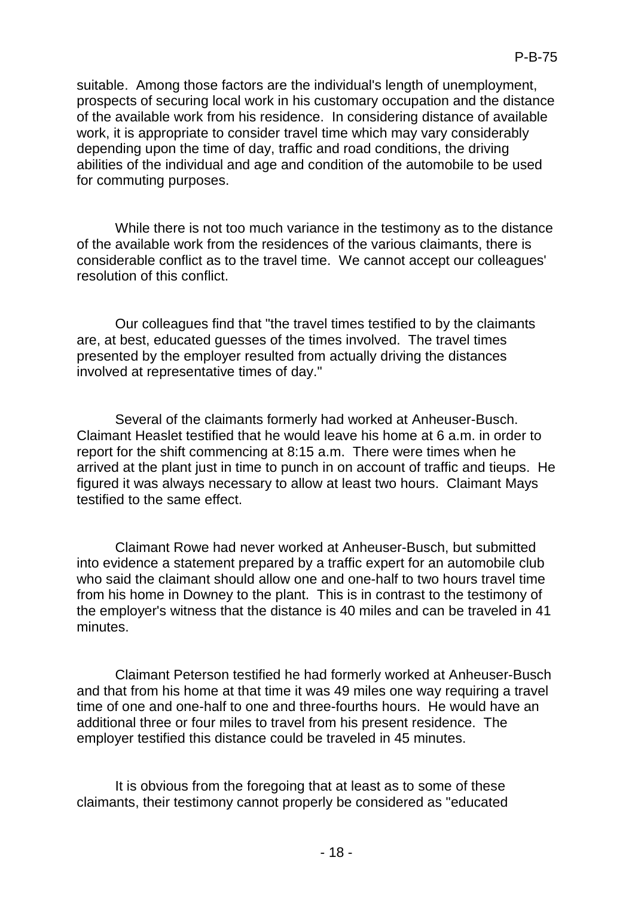suitable. Among those factors are the individual's length of unemployment, prospects of securing local work in his customary occupation and the distance of the available work from his residence. In considering distance of available work, it is appropriate to consider travel time which may vary considerably depending upon the time of day, traffic and road conditions, the driving abilities of the individual and age and condition of the automobile to be used for commuting purposes.

While there is not too much variance in the testimony as to the distance of the available work from the residences of the various claimants, there is considerable conflict as to the travel time. We cannot accept our colleagues' resolution of this conflict.

Our colleagues find that "the travel times testified to by the claimants are, at best, educated guesses of the times involved. The travel times presented by the employer resulted from actually driving the distances involved at representative times of day."

Several of the claimants formerly had worked at Anheuser-Busch. Claimant Heaslet testified that he would leave his home at 6 a.m. in order to report for the shift commencing at 8:15 a.m. There were times when he arrived at the plant just in time to punch in on account of traffic and tieups. He figured it was always necessary to allow at least two hours. Claimant Mays testified to the same effect.

Claimant Rowe had never worked at Anheuser-Busch, but submitted into evidence a statement prepared by a traffic expert for an automobile club who said the claimant should allow one and one-half to two hours travel time from his home in Downey to the plant. This is in contrast to the testimony of the employer's witness that the distance is 40 miles and can be traveled in 41 minutes.

Claimant Peterson testified he had formerly worked at Anheuser-Busch and that from his home at that time it was 49 miles one way requiring a travel time of one and one-half to one and three-fourths hours. He would have an additional three or four miles to travel from his present residence. The employer testified this distance could be traveled in 45 minutes.

It is obvious from the foregoing that at least as to some of these claimants, their testimony cannot properly be considered as "educated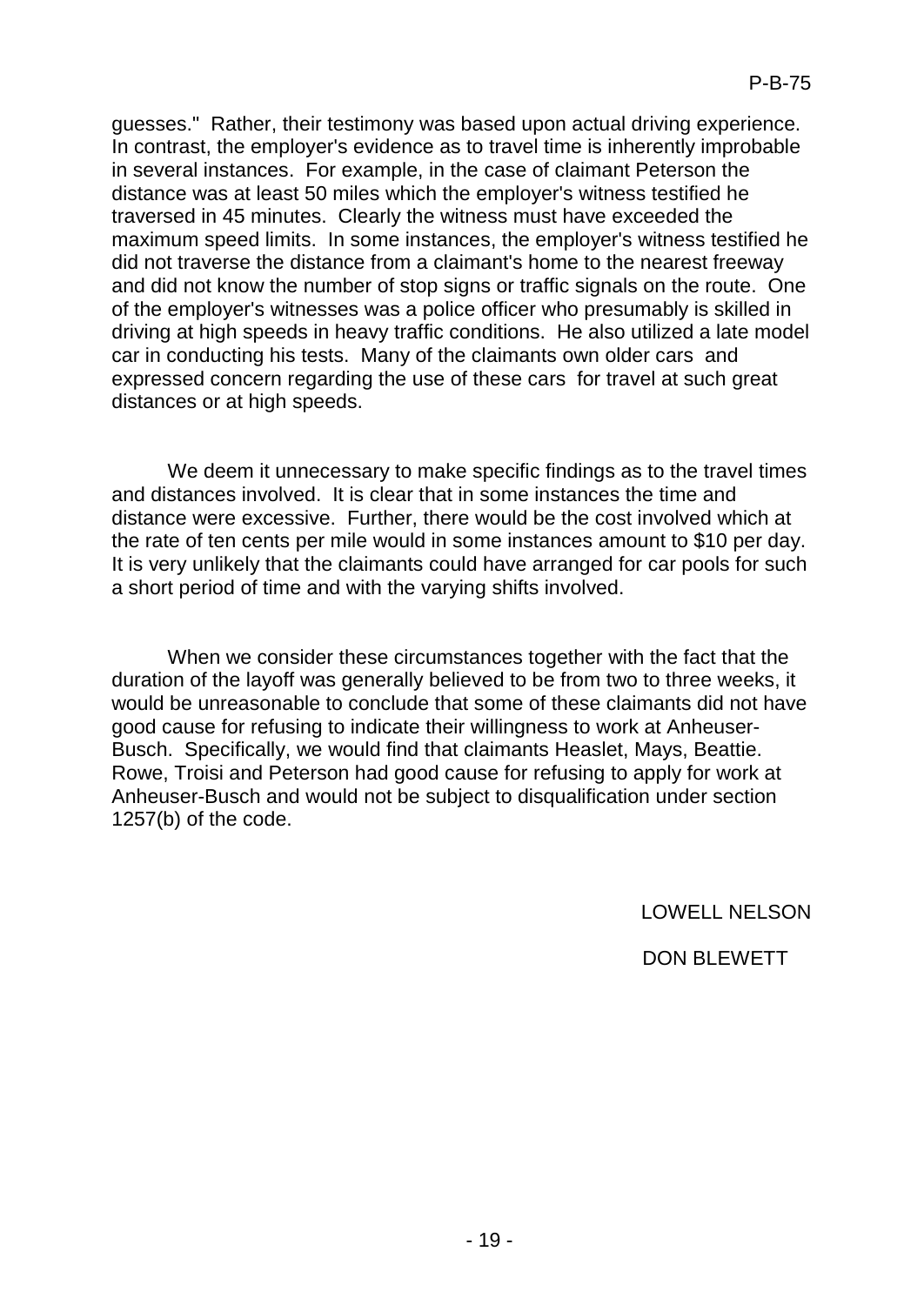guesses." Rather, their testimony was based upon actual driving experience. In contrast, the employer's evidence as to travel time is inherently improbable in several instances. For example, in the case of claimant Peterson the distance was at least 50 miles which the employer's witness testified he traversed in 45 minutes. Clearly the witness must have exceeded the maximum speed limits. In some instances, the employer's witness testified he did not traverse the distance from a claimant's home to the nearest freeway and did not know the number of stop signs or traffic signals on the route. One of the employer's witnesses was a police officer who presumably is skilled in driving at high speeds in heavy traffic conditions. He also utilized a late model car in conducting his tests. Many of the claimants own older cars and expressed concern regarding the use of these cars for travel at such great distances or at high speeds.

We deem it unnecessary to make specific findings as to the travel times and distances involved. It is clear that in some instances the time and distance were excessive. Further, there would be the cost involved which at the rate of ten cents per mile would in some instances amount to $10 per day. It is very unlikely that the claimants could have arranged for car pools for such a short period of time and with the varying shifts involved.

When we consider these circumstances together with the fact that the duration of the layoff was generally believed to be from two to three weeks, it would be unreasonable to conclude that some of these claimants did not have good cause for refusing to indicate their willingness to work at Anheuser-Busch. Specifically, we would find that claimants Heaslet, Mays, Beattie. Rowe, Troisi and Peterson had good cause for refusing to apply for work at Anheuser-Busch and would not be subject to disqualification under section 1257(b) of the code.

LOWELL NELSON

DON BLEWETT